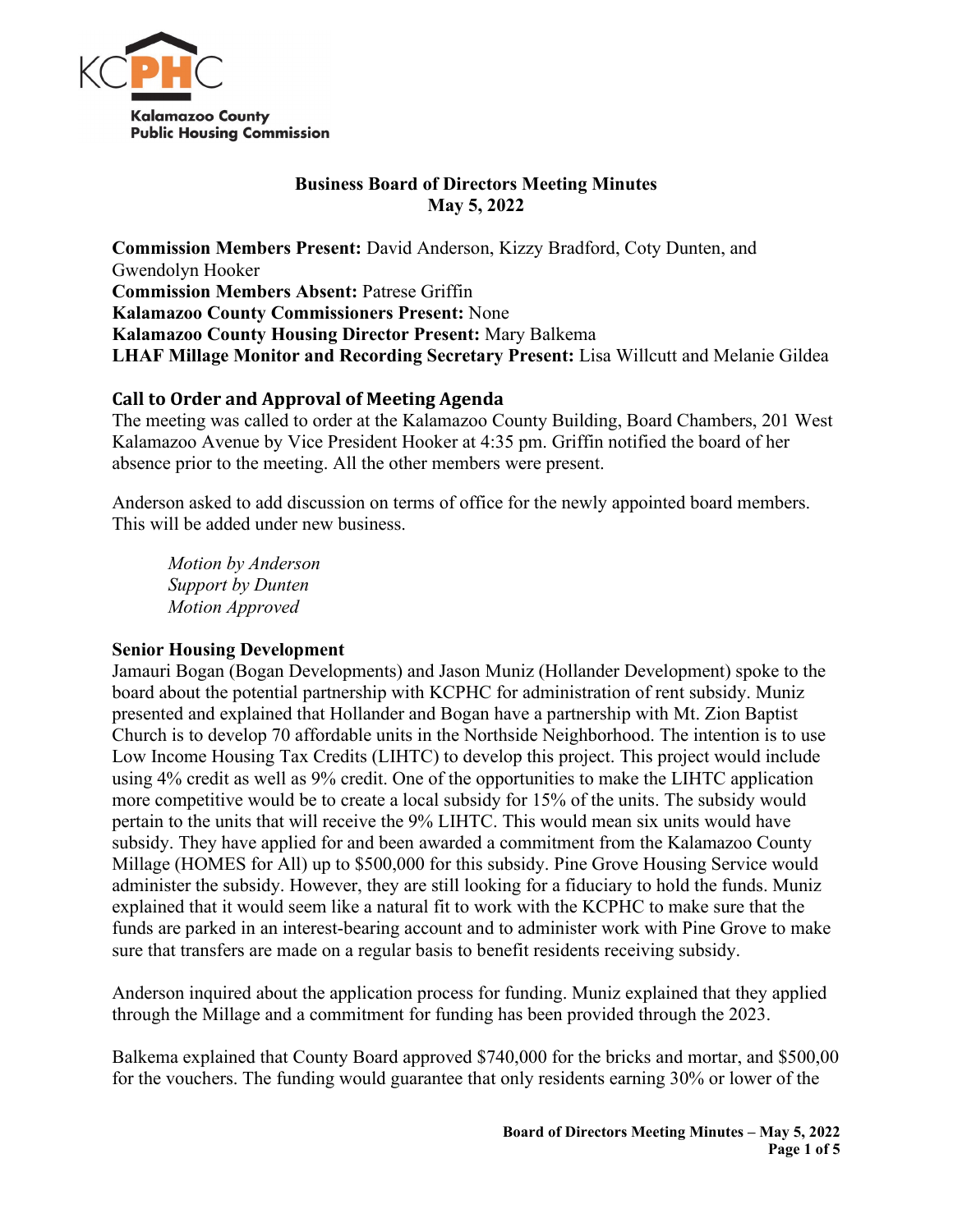Kalamazoo County Public Housing Commission

**Business Board of Directors Meeting Minutes**
**May 5, 2022**

**Commission Members Present:** David Anderson, Kizzy Bradford, Coty Dunten, and Gwendolyn Hooker
**Commission Members Absent:** Patrese Griffin
**Kalamazoo County Commissioners Present:** None
**Kalamazoo County Housing Director Present:** Mary Balkema
**LHAF Millage Monitor and Recording Secretary Present:** Lisa Willcutt and Melanie Gildea

## Call to Order and Approval of Meeting Agenda

The meeting was called to order at the Kalamazoo County Building, Board Chambers, 201 West Kalamazoo Avenue by Vice President Hooker at 4:35 pm. Griffin notified the board of her absence prior to the meeting. All the other members were present.

Anderson asked to add discussion on terms of office for the newly appointed board members. This will be added under new business.

> *Motion by Anderson*
> *Support by Dunten*
> *Motion Approved*

## Senior Housing Development

Jamauri Bogan (Bogan Developments) and Jason Muniz (Hollander Development) spoke to the board about the potential partnership with KCPHC for administration of rent subsidy. Muniz presented and explained that Hollander and Bogan have a partnership with Mt. Zion Baptist Church is to develop 70 affordable units in the Northside Neighborhood. The intention is to use Low Income Housing Tax Credits (LIHTC) to develop this project. This project would include using 4% credit as well as 9% credit. One of the opportunities to make the LIHTC application more competitive would be to create a local subsidy for 15% of the units. The subsidy would pertain to the units that will receive the 9% LIHTC. This would mean six units would have subsidy. They have applied for and been awarded a commitment from the Kalamazoo County Millage (HOMES for All) up to $500,000 for this subsidy. Pine Grove Housing Service would administer the subsidy. However, they are still looking for a fiduciary to hold the funds. Muniz explained that it would seem like a natural fit to work with the KCPHC to make sure that the funds are parked in an interest-bearing account and to administer work with Pine Grove to make sure that transfers are made on a regular basis to benefit residents receiving subsidy.

Anderson inquired about the application process for funding. Muniz explained that they applied through the Millage and a commitment for funding has been provided through the 2023.

Balkema explained that County Board approved $740,000 for the bricks and mortar, and $500,00 for the vouchers. The funding would guarantee that only residents earning 30% or lower of the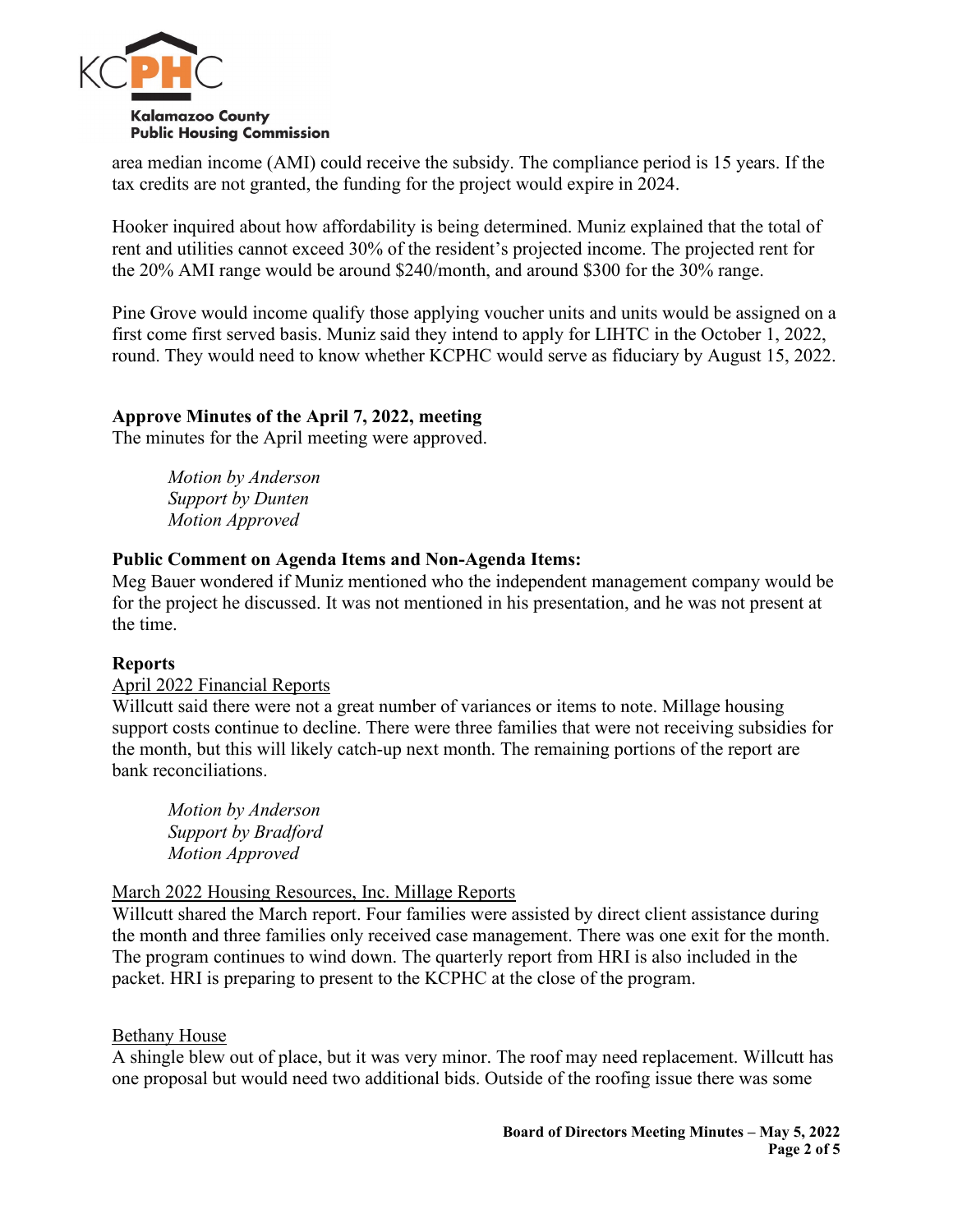area median income (AMI) could receive the subsidy. The compliance period is 15 years. If the tax credits are not granted, the funding for the project would expire in 2024.

Hooker inquired about how affordability is being determined. Muniz explained that the total of rent and utilities cannot exceed 30% of the resident's projected income. The projected rent for the 20% AMI range would be around $240/month, and around $300 for the 30% range.

Pine Grove would income qualify those applying voucher units and units would be assigned on a first come first served basis. Muniz said they intend to apply for LIHTC in the October 1, 2022, round. They would need to know whether KCPHC would serve as fiduciary by August 15, 2022.

**Approve Minutes of the April 7, 2022, meeting**
The minutes for the April meeting were approved.

> *Motion by Anderson*
> *Support by Dunten*
> *Motion Approved*

**Public Comment on Agenda Items and Non-Agenda Items:**
Meg Bauer wondered if Muniz mentioned who the independent management company would be for the project he discussed. It was not mentioned in his presentation, and he was not present at the time.

**Reports**

<u>April 2022 Financial Reports</u>
Willcutt said there were not a great number of variances or items to note. Millage housing support costs continue to decline. There were three families that were not receiving subsidies for the month, but this will likely catch-up next month. The remaining portions of the report are bank reconciliations.

> *Motion by Anderson*
> *Support by Bradford*
> *Motion Approved*

<u>March 2022 Housing Resources, Inc. Millage Reports</u>
Willcutt shared the March report. Four families were assisted by direct client assistance during the month and three families only received case management. There was one exit for the month. The program continues to wind down. The quarterly report from HRI is also included in the packet. HRI is preparing to present to the KCPHC at the close of the program.

<u>Bethany House</u>
A shingle blew out of place, but it was very minor. The roof may need replacement. Willcutt has one proposal but would need two additional bids. Outside of the roofing issue there was some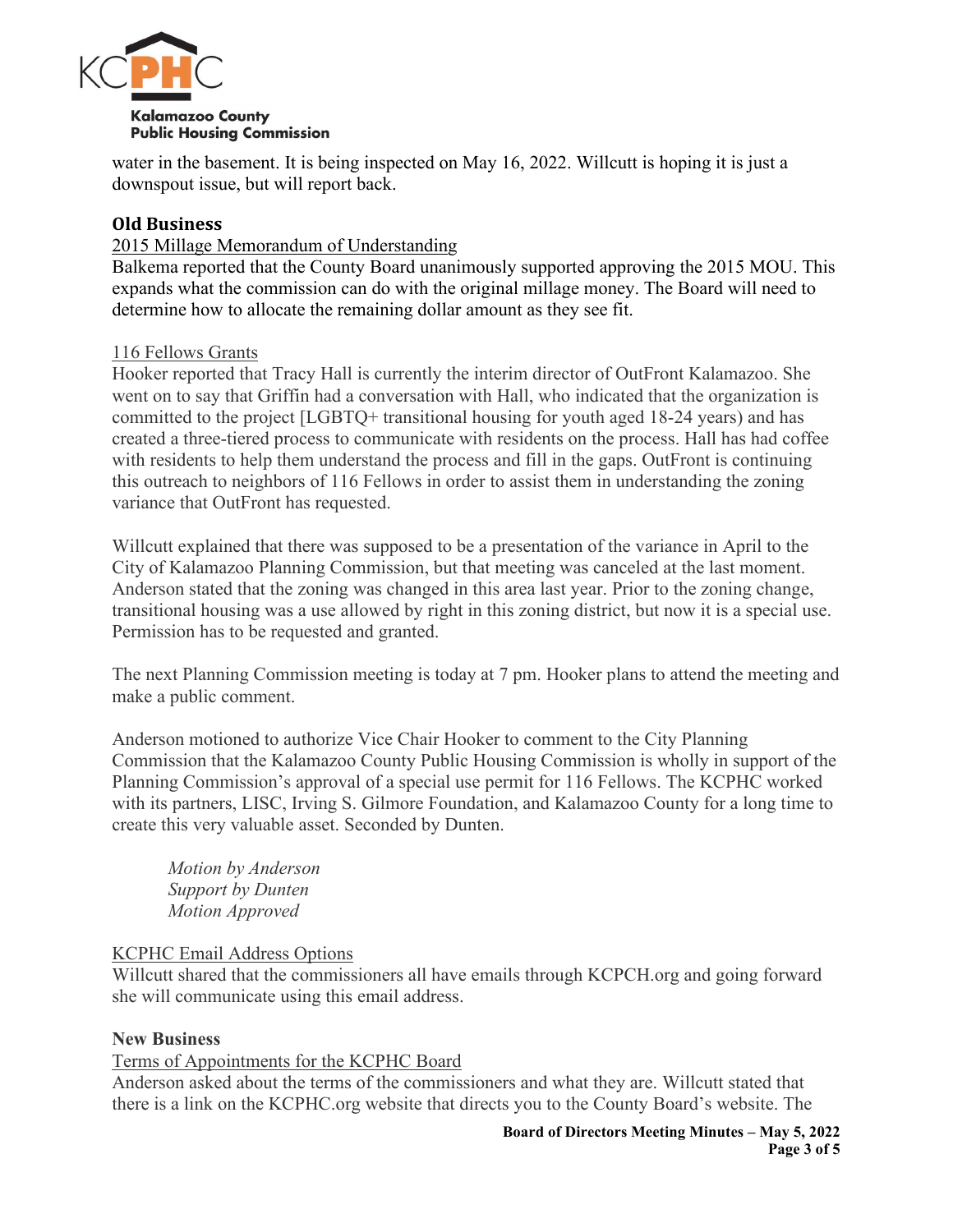water in the basement. It is being inspected on May 16, 2022. Willcutt is hoping it is just a downspout issue, but will report back.

## Old Business

2015 Millage Memorandum of Understanding

Balkema reported that the County Board unanimously supported approving the 2015 MOU. This expands what the commission can do with the original millage money. The Board will need to determine how to allocate the remaining dollar amount as they see fit.

116 Fellows Grants

Hooker reported that Tracy Hall is currently the interim director of OutFront Kalamazoo. She went on to say that Griffin had a conversation with Hall, who indicated that the organization is committed to the project [LGBTQ+ transitional housing for youth aged 18-24 years) and has created a three-tiered process to communicate with residents on the process. Hall has had coffee with residents to help them understand the process and fill in the gaps. OutFront is continuing this outreach to neighbors of 116 Fellows in order to assist them in understanding the zoning variance that OutFront has requested.

Willcutt explained that there was supposed to be a presentation of the variance in April to the City of Kalamazoo Planning Commission, but that meeting was canceled at the last moment. Anderson stated that the zoning was changed in this area last year. Prior to the zoning change, transitional housing was a use allowed by right in this zoning district, but now it is a special use. Permission has to be requested and granted.

The next Planning Commission meeting is today at 7 pm. Hooker plans to attend the meeting and make a public comment.

Anderson motioned to authorize Vice Chair Hooker to comment to the City Planning Commission that the Kalamazoo County Public Housing Commission is wholly in support of the Planning Commission's approval of a special use permit for 116 Fellows. The KCPHC worked with its partners, LISC, Irving S. Gilmore Foundation, and Kalamazoo County for a long time to create this very valuable asset. Seconded by Dunten.

*Motion by Anderson*
*Support by Dunten*
*Motion Approved*

KCPHC Email Address Options

Willcutt shared that the commissioners all have emails through KCPCH.org and going forward she will communicate using this email address.

## New Business

Terms of Appointments for the KCPHC Board

Anderson asked about the terms of the commissioners and what they are. Willcutt stated that there is a link on the KCPHC.org website that directs you to the County Board's website. The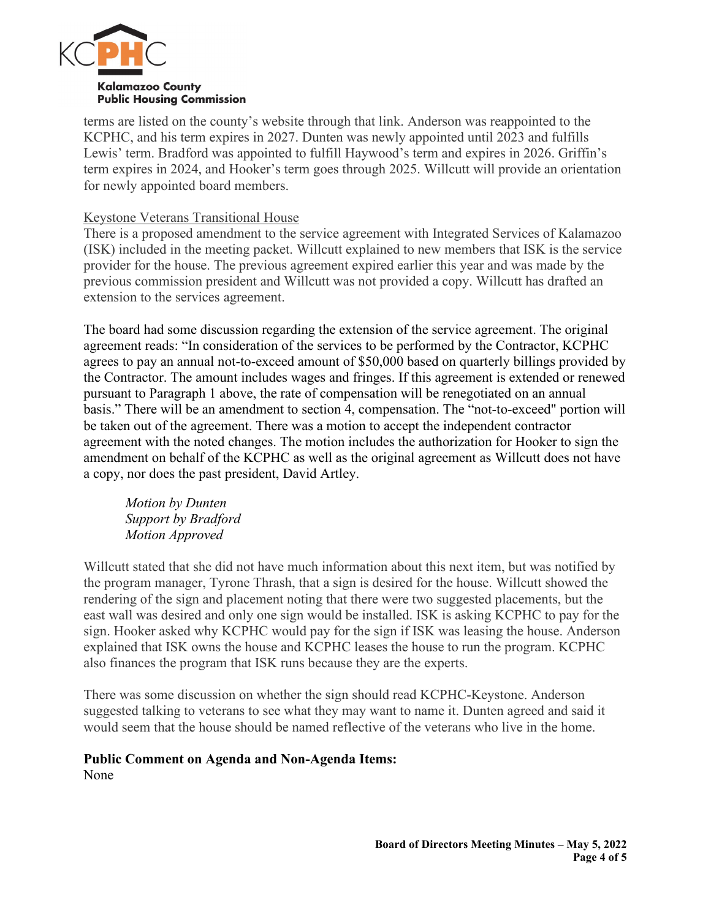terms are listed on the county's website through that link. Anderson was reappointed to the KCPHC, and his term expires in 2027. Dunten was newly appointed until 2023 and fulfills Lewis' term. Bradford was appointed to fulfill Haywood's term and expires in 2026. Griffin's term expires in 2024, and Hooker's term goes through 2025. Willcutt will provide an orientation for newly appointed board members.

<u>Keystone Veterans Transitional House</u>
There is a proposed amendment to the service agreement with Integrated Services of Kalamazoo (ISK) included in the meeting packet. Willcutt explained to new members that ISK is the service provider for the house. The previous agreement expired earlier this year and was made by the previous commission president and Willcutt was not provided a copy. Willcutt has drafted an extension to the services agreement.

The board had some discussion regarding the extension of the service agreement. The original agreement reads: "In consideration of the services to be performed by the Contractor, KCPHC agrees to pay an annual not-to-exceed amount of $50,000 based on quarterly billings provided by the Contractor. The amount includes wages and fringes. If this agreement is extended or renewed pursuant to Paragraph 1 above, the rate of compensation will be renegotiated on an annual basis." There will be an amendment to section 4, compensation. The "not-to-exceed" portion will be taken out of the agreement. There was a motion to accept the independent contractor agreement with the noted changes. The motion includes the authorization for Hooker to sign the amendment on behalf of the KCPHC as well as the original agreement as Willcutt does not have a copy, nor does the past president, David Artley.

> *Motion by Dunten*
> *Support by Bradford*
> *Motion Approved*

Willcutt stated that she did not have much information about this next item, but was notified by the program manager, Tyrone Thrash, that a sign is desired for the house. Willcutt showed the rendering of the sign and placement noting that there were two suggested placements, but the east wall was desired and only one sign would be installed. ISK is asking KCPHC to pay for the sign. Hooker asked why KCPHC would pay for the sign if ISK was leasing the house. Anderson explained that ISK owns the house and KCPHC leases the house to run the program. KCPHC also finances the program that ISK runs because they are the experts.

There was some discussion on whether the sign should read KCPHC-Keystone. Anderson suggested talking to veterans to see what they may want to name it. Dunten agreed and said it would seem that the house should be named reflective of the veterans who live in the home.

**Public Comment on Agenda and Non-Agenda Items:**
None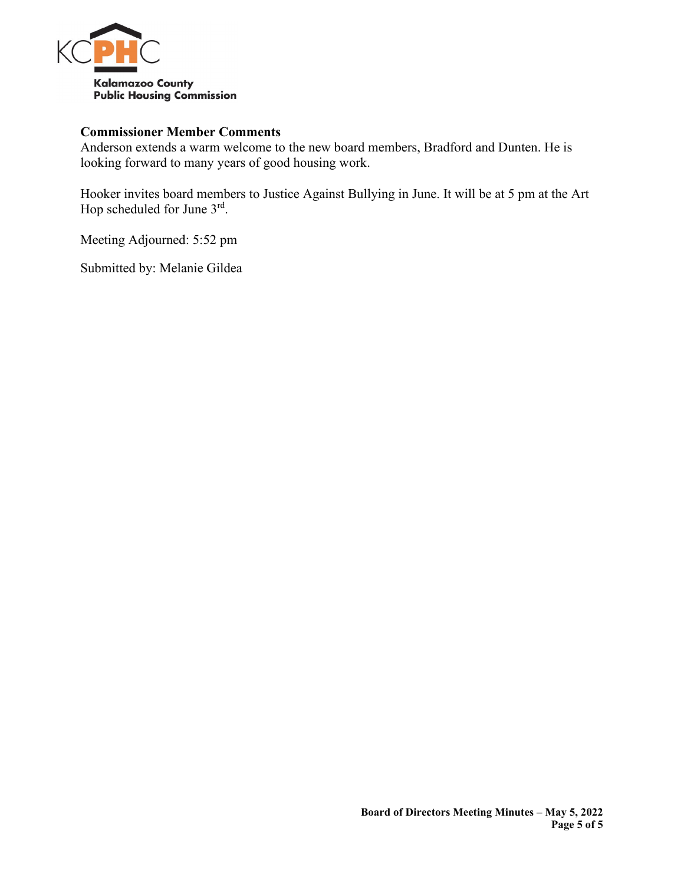### Commissioner Member Comments

Anderson extends a warm welcome to the new board members, Bradford and Dunten. He is looking forward to many years of good housing work.

Hooker invites board members to Justice Against Bullying in June. It will be at 5 pm at the Art Hop scheduled for June 3rd.

Meeting Adjourned: 5:52 pm

Submitted by: Melanie Gildea